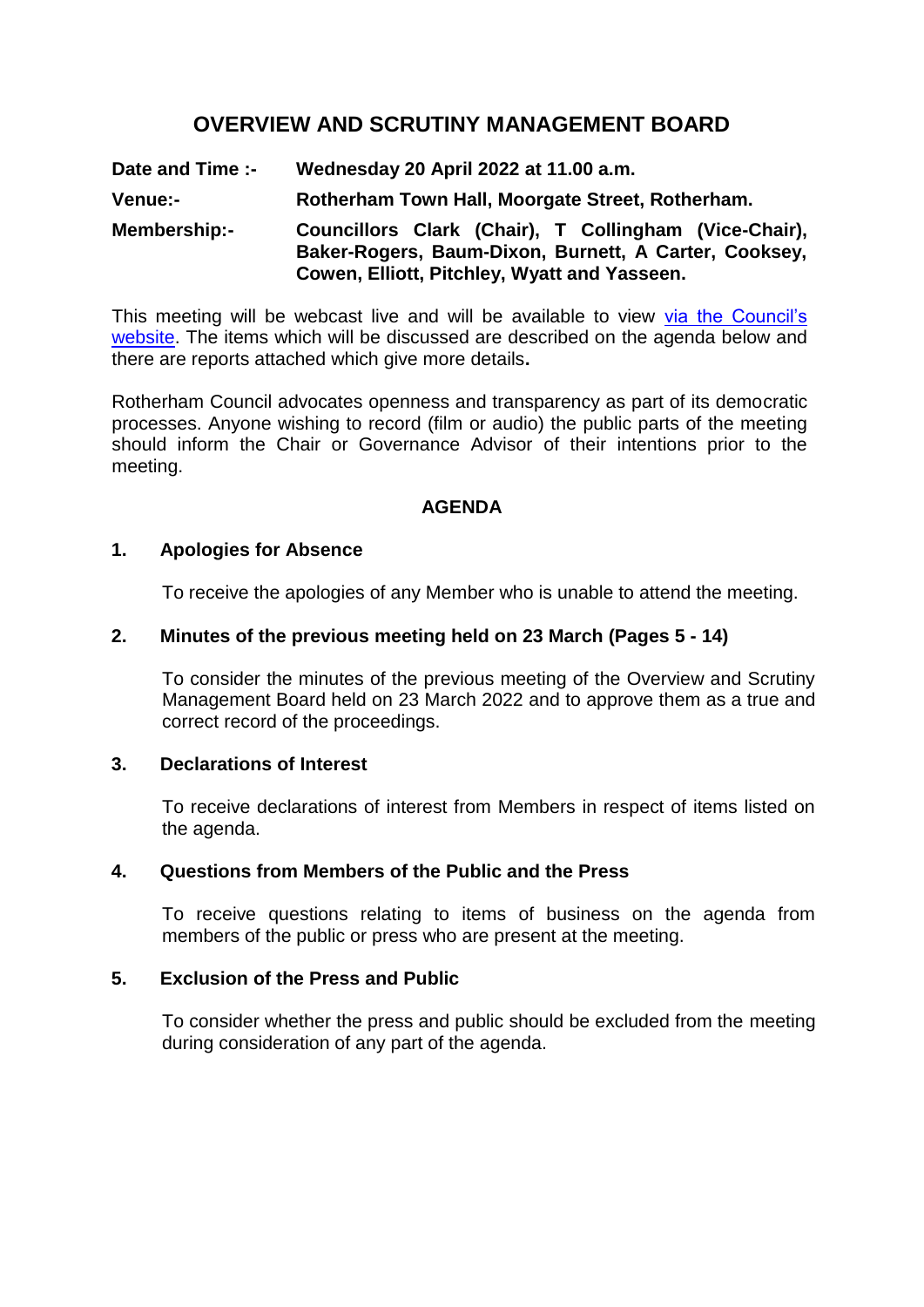# OVERVIEW AND SCRUTINY MANAGEMENT BOARD

**Date and Time :-** **Wednesday 20 April 2022 at 11.00 a.m.**

**Venue:-** **Rotherham Town Hall, Moorgate Street, Rotherham.**

**Membership:-** **Councillors Clark (Chair), T Collingham (Vice-Chair), Baker-Rogers, Baum-Dixon, Burnett, A Carter, Cooksey, Cowen, Elliott, Pitchley, Wyatt and Yasseen.**

This meeting will be webcast live and will be available to view via the Council's website. The items which will be discussed are described on the agenda below and there are reports attached which give more details**.**

Rotherham Council advocates openness and transparency as part of its democratic processes. Anyone wishing to record (film or audio) the public parts of the meeting should inform the Chair or Governance Advisor of their intentions prior to the meeting.

## AGENDA

### 1. Apologies for Absence

To receive the apologies of any Member who is unable to attend the meeting.

### 2. Minutes of the previous meeting held on 23 March (Pages 5 - 14)

To consider the minutes of the previous meeting of the Overview and Scrutiny Management Board held on 23 March 2022 and to approve them as a true and correct record of the proceedings.

### 3. Declarations of Interest

To receive declarations of interest from Members in respect of items listed on the agenda.

### 4. Questions from Members of the Public and the Press

To receive questions relating to items of business on the agenda from members of the public or press who are present at the meeting.

### 5. Exclusion of the Press and Public

To consider whether the press and public should be excluded from the meeting during consideration of any part of the agenda.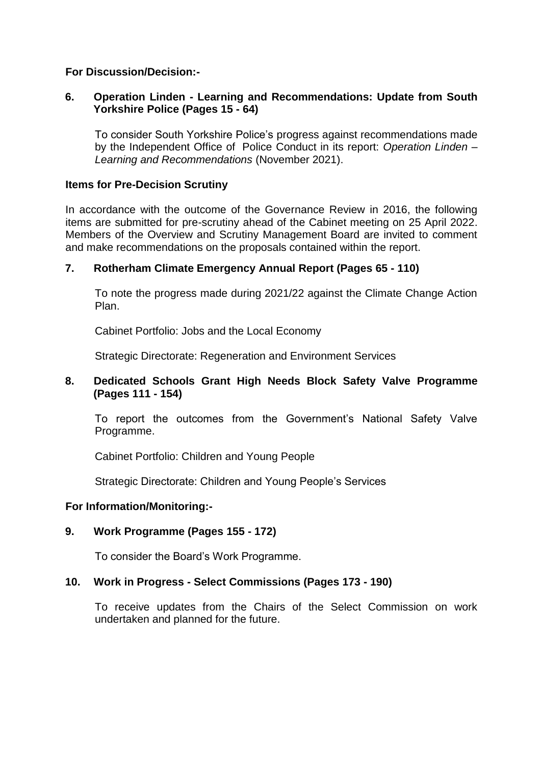**For Discussion/Decision:-**

**6. Operation Linden - Learning and Recommendations: Update from South Yorkshire Police (Pages 15 - 64)**

To consider South Yorkshire Police's progress against recommendations made by the Independent Office of Police Conduct in its report: *Operation Linden – Learning and Recommendations* (November 2021).

**Items for Pre-Decision Scrutiny**

In accordance with the outcome of the Governance Review in 2016, the following items are submitted for pre-scrutiny ahead of the Cabinet meeting on 25 April 2022. Members of the Overview and Scrutiny Management Board are invited to comment and make recommendations on the proposals contained within the report.

**7. Rotherham Climate Emergency Annual Report (Pages 65 - 110)**

To note the progress made during 2021/22 against the Climate Change Action Plan.

Cabinet Portfolio: Jobs and the Local Economy

Strategic Directorate: Regeneration and Environment Services

**8. Dedicated Schools Grant High Needs Block Safety Valve Programme (Pages 111 - 154)**

To report the outcomes from the Government's National Safety Valve Programme.

Cabinet Portfolio: Children and Young People

Strategic Directorate: Children and Young People's Services

**For Information/Monitoring:-**

**9. Work Programme (Pages 155 - 172)**

To consider the Board's Work Programme.

**10. Work in Progress - Select Commissions (Pages 173 - 190)**

To receive updates from the Chairs of the Select Commission on work undertaken and planned for the future.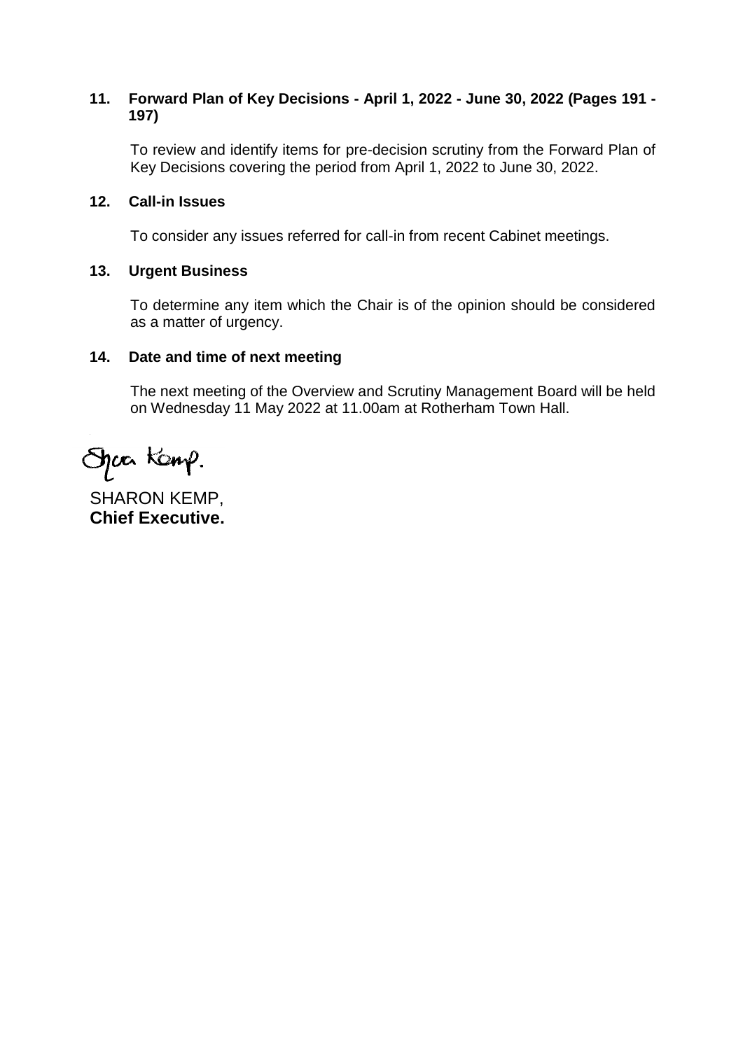**11. Forward Plan of Key Decisions - April 1, 2022 - June 30, 2022 (Pages 191 - 197)**

To review and identify items for pre-decision scrutiny from the Forward Plan of Key Decisions covering the period from April 1, 2022 to June 30, 2022.

**12. Call-in Issues**

To consider any issues referred for call-in from recent Cabinet meetings.

**13. Urgent Business**

To determine any item which the Chair is of the opinion should be considered as a matter of urgency.

**14. Date and time of next meeting**

The next meeting of the Overview and Scrutiny Management Board will be held on Wednesday 11 May 2022 at 11.00am at Rotherham Town Hall.

SHARON KEMP,
**Chief Executive.**